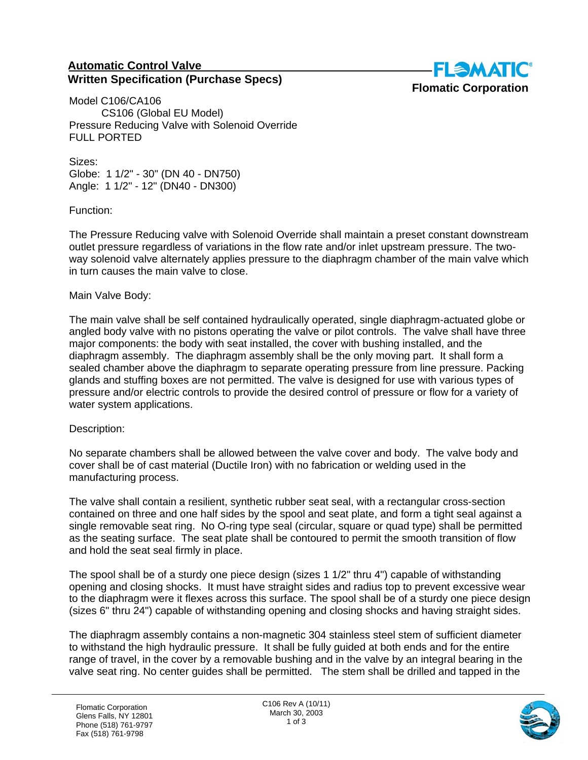## Automatic Control Valve
## Written Specification (Purchase Specs)

**Flomatic Corporation**

Model C106/CA106
CS106 (Global EU Model)
Pressure Reducing Valve with Solenoid Override
FULL PORTED

Sizes:
Globe: 1 1/2" - 30" (DN 40 - DN750)
Angle: 1 1/2" - 12" (DN40 - DN300)

Function:

The Pressure Reducing valve with Solenoid Override shall maintain a preset constant downstream outlet pressure regardless of variations in the flow rate and/or inlet upstream pressure. The two-way solenoid valve alternately applies pressure to the diaphragm chamber of the main valve which in turn causes the main valve to close.

Main Valve Body:

The main valve shall be self contained hydraulically operated, single diaphragm-actuated globe or angled body valve with no pistons operating the valve or pilot controls. The valve shall have three major components: the body with seat installed, the cover with bushing installed, and the diaphragm assembly. The diaphragm assembly shall be the only moving part. It shall form a sealed chamber above the diaphragm to separate operating pressure from line pressure. Packing glands and stuffing boxes are not permitted. The valve is designed for use with various types of pressure and/or electric controls to provide the desired control of pressure or flow for a variety of water system applications.

Description:

No separate chambers shall be allowed between the valve cover and body. The valve body and cover shall be of cast material (Ductile Iron) with no fabrication or welding used in the manufacturing process.

The valve shall contain a resilient, synthetic rubber seat seal, with a rectangular cross-section contained on three and one half sides by the spool and seat plate, and form a tight seal against a single removable seat ring. No O-ring type seal (circular, square or quad type) shall be permitted as the seating surface. The seat plate shall be contoured to permit the smooth transition of flow and hold the seat seal firmly in place.

The spool shall be of a sturdy one piece design (sizes 1 1/2" thru 4") capable of withstanding opening and closing shocks. It must have straight sides and radius top to prevent excessive wear to the diaphragm were it flexes across this surface. The spool shall be of a sturdy one piece design (sizes 6" thru 24") capable of withstanding opening and closing shocks and having straight sides.

The diaphragm assembly contains a non-magnetic 304 stainless steel stem of sufficient diameter to withstand the high hydraulic pressure. It shall be fully guided at both ends and for the entire range of travel, in the cover by a removable bushing and in the valve by an integral bearing in the valve seat ring. No center guides shall be permitted. The stem shall be drilled and tapped in the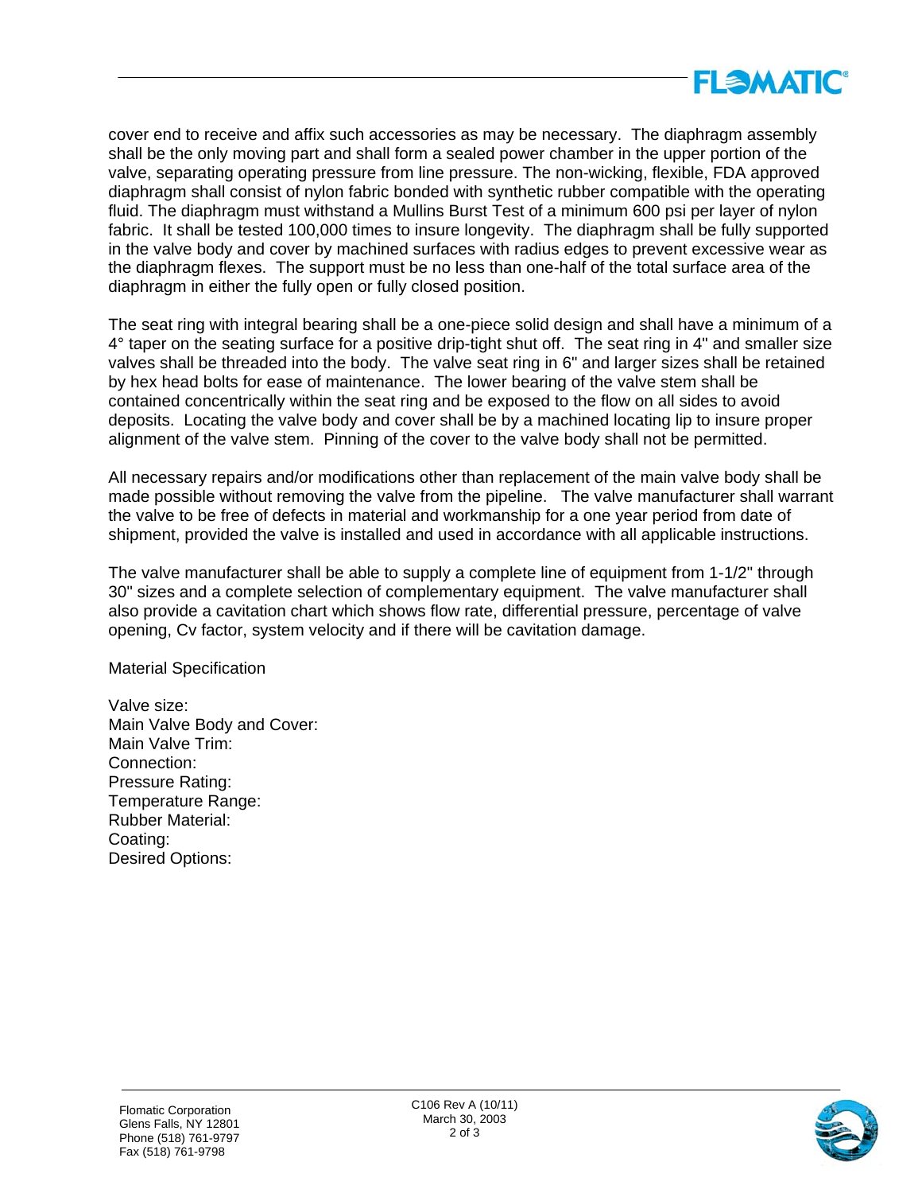cover end to receive and affix such accessories as may be necessary. The diaphragm assembly shall be the only moving part and shall form a sealed power chamber in the upper portion of the valve, separating operating pressure from line pressure. The non-wicking, flexible, FDA approved diaphragm shall consist of nylon fabric bonded with synthetic rubber compatible with the operating fluid. The diaphragm must withstand a Mullins Burst Test of a minimum 600 psi per layer of nylon fabric. It shall be tested 100,000 times to insure longevity. The diaphragm shall be fully supported in the valve body and cover by machined surfaces with radius edges to prevent excessive wear as the diaphragm flexes. The support must be no less than one-half of the total surface area of the diaphragm in either the fully open or fully closed position.

The seat ring with integral bearing shall be a one-piece solid design and shall have a minimum of a 4° taper on the seating surface for a positive drip-tight shut off. The seat ring in 4" and smaller size valves shall be threaded into the body. The valve seat ring in 6" and larger sizes shall be retained by hex head bolts for ease of maintenance. The lower bearing of the valve stem shall be contained concentrically within the seat ring and be exposed to the flow on all sides to avoid deposits. Locating the valve body and cover shall be by a machined locating lip to insure proper alignment of the valve stem. Pinning of the cover to the valve body shall not be permitted.

All necessary repairs and/or modifications other than replacement of the main valve body shall be made possible without removing the valve from the pipeline. The valve manufacturer shall warrant the valve to be free of defects in material and workmanship for a one year period from date of shipment, provided the valve is installed and used in accordance with all applicable instructions.

The valve manufacturer shall be able to supply a complete line of equipment from 1-1/2" through 30" sizes and a complete selection of complementary equipment. The valve manufacturer shall also provide a cavitation chart which shows flow rate, differential pressure, percentage of valve opening, Cv factor, system velocity and if there will be cavitation damage.

Material Specification

Valve size:
Main Valve Body and Cover:
Main Valve Trim:
Connection:
Pressure Rating:
Temperature Range:
Rubber Material:
Coating:
Desired Options: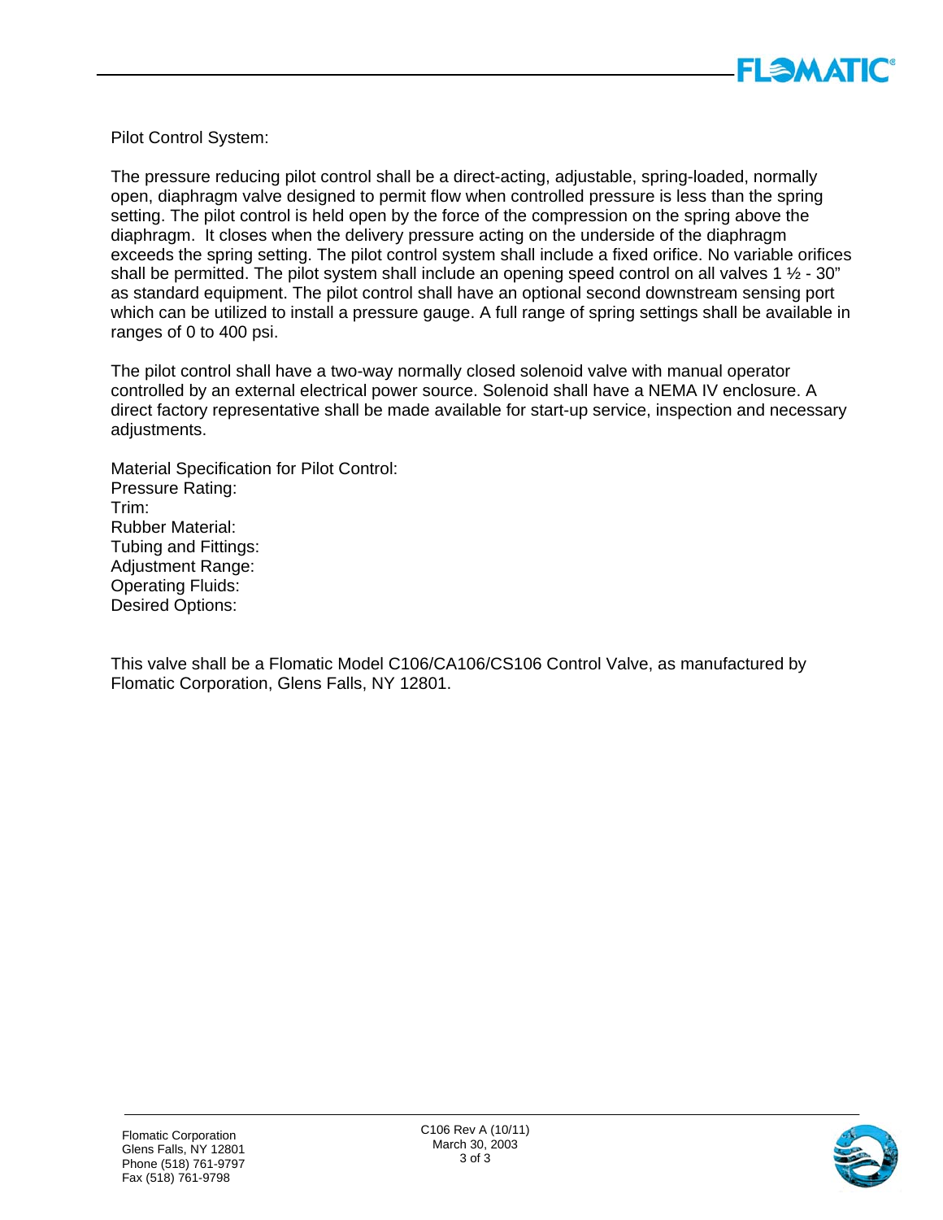Pilot Control System:

The pressure reducing pilot control shall be a direct-acting, adjustable, spring-loaded, normally open, diaphragm valve designed to permit flow when controlled pressure is less than the spring setting. The pilot control is held open by the force of the compression on the spring above the diaphragm. It closes when the delivery pressure acting on the underside of the diaphragm exceeds the spring setting. The pilot control system shall include a fixed orifice. No variable orifices shall be permitted. The pilot system shall include an opening speed control on all valves 1 ½ - 30" as standard equipment. The pilot control shall have an optional second downstream sensing port which can be utilized to install a pressure gauge. A full range of spring settings shall be available in ranges of 0 to 400 psi.

The pilot control shall have a two-way normally closed solenoid valve with manual operator controlled by an external electrical power source. Solenoid shall have a NEMA IV enclosure. A direct factory representative shall be made available for start-up service, inspection and necessary adjustments.

Material Specification for Pilot Control:
Pressure Rating:
Trim:
Rubber Material:
Tubing and Fittings:
Adjustment Range:
Operating Fluids:
Desired Options:

This valve shall be a Flomatic Model C106/CA106/CS106 Control Valve, as manufactured by Flomatic Corporation, Glens Falls, NY 12801.